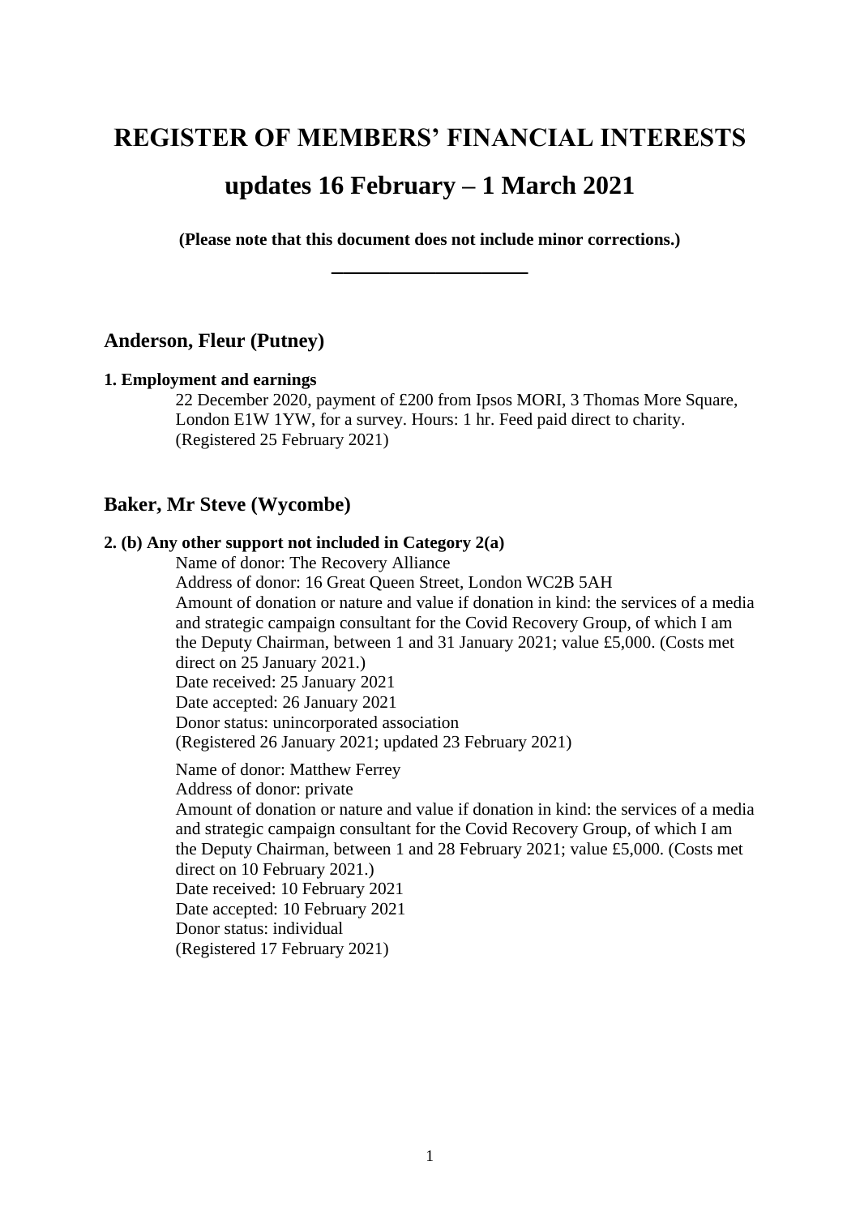# REGISTER OF MEMBERS' FINANCIAL INTERESTS

# updates 16 February – 1 March 2021

**(Please note that this document does not include minor corrections.)**

---

## Anderson, Fleur (Putney)

**1. Employment and earnings**

22 December 2020, payment of £200 from Ipsos MORI, 3 Thomas More Square, London E1W 1YW, for a survey. Hours: 1 hr. Feed paid direct to charity. (Registered 25 February 2021)

## Baker, Mr Steve (Wycombe)

**2. (b) Any other support not included in Category 2(a)**

Name of donor: The Recovery Alliance
Address of donor: 16 Great Queen Street, London WC2B 5AH
Amount of donation or nature and value if donation in kind: the services of a media and strategic campaign consultant for the Covid Recovery Group, of which I am the Deputy Chairman, between 1 and 31 January 2021; value £5,000. (Costs met direct on 25 January 2021.)
Date received: 25 January 2021
Date accepted: 26 January 2021
Donor status: unincorporated association
(Registered 26 January 2021; updated 23 February 2021)

Name of donor: Matthew Ferrey
Address of donor: private
Amount of donation or nature and value if donation in kind: the services of a media and strategic campaign consultant for the Covid Recovery Group, of which I am the Deputy Chairman, between 1 and 28 February 2021; value £5,000. (Costs met direct on 10 February 2021.)
Date received: 10 February 2021
Date accepted: 10 February 2021
Donor status: individual
(Registered 17 February 2021)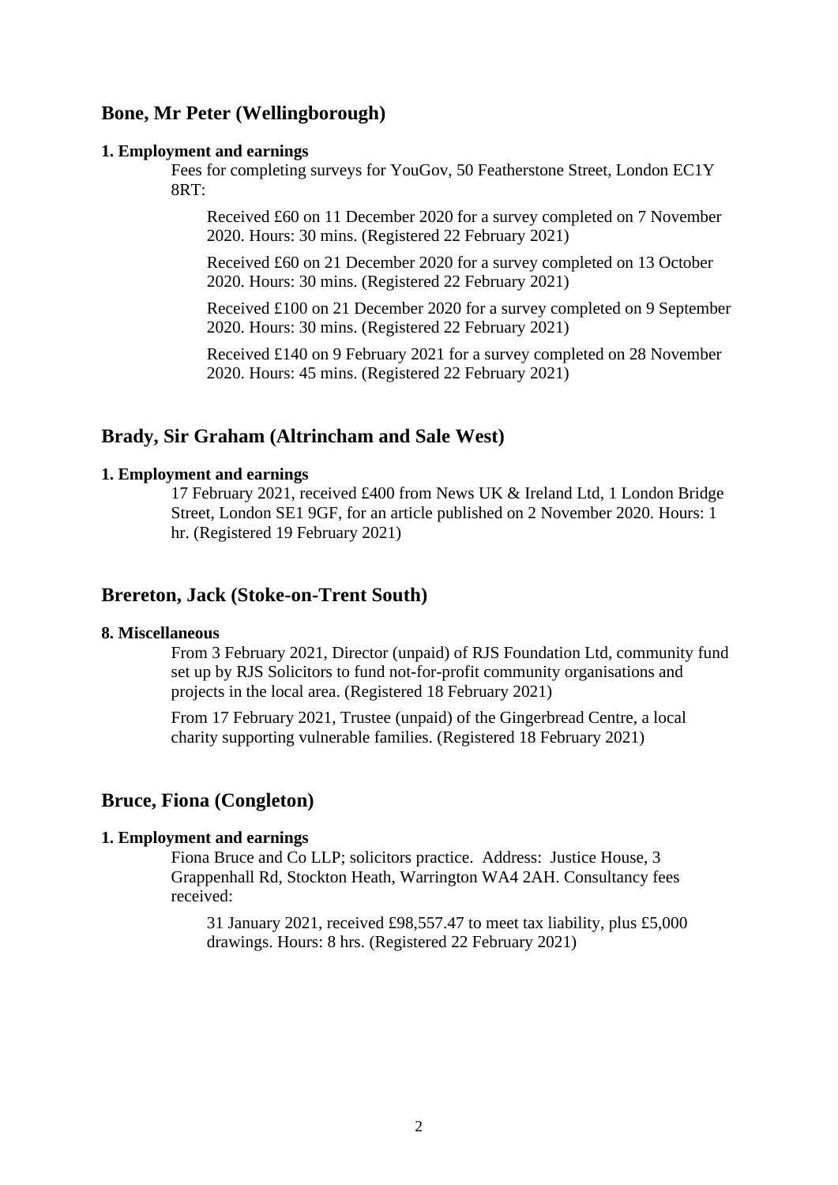## Bone, Mr Peter (Wellingborough)

**1. Employment and earnings**

Fees for completing surveys for YouGov, 50 Featherstone Street, London EC1Y 8RT:

Received £60 on 11 December 2020 for a survey completed on 7 November 2020. Hours: 30 mins. (Registered 22 February 2021)

Received £60 on 21 December 2020 for a survey completed on 13 October 2020. Hours: 30 mins. (Registered 22 February 2021)

Received £100 on 21 December 2020 for a survey completed on 9 September 2020. Hours: 30 mins. (Registered 22 February 2021)

Received £140 on 9 February 2021 for a survey completed on 28 November 2020. Hours: 45 mins. (Registered 22 February 2021)

## Brady, Sir Graham (Altrincham and Sale West)

**1. Employment and earnings**

17 February 2021, received £400 from News UK & Ireland Ltd, 1 London Bridge Street, London SE1 9GF, for an article published on 2 November 2020. Hours: 1 hr. (Registered 19 February 2021)

## Brereton, Jack (Stoke-on-Trent South)

**8. Miscellaneous**

From 3 February 2021, Director (unpaid) of RJS Foundation Ltd, community fund set up by RJS Solicitors to fund not-for-profit community organisations and projects in the local area. (Registered 18 February 2021)

From 17 February 2021, Trustee (unpaid) of the Gingerbread Centre, a local charity supporting vulnerable families. (Registered 18 February 2021)

## Bruce, Fiona (Congleton)

**1. Employment and earnings**

Fiona Bruce and Co LLP; solicitors practice. Address: Justice House, 3 Grappenhall Rd, Stockton Heath, Warrington WA4 2AH. Consultancy fees received:

31 January 2021, received £98,557.47 to meet tax liability, plus £5,000 drawings. Hours: 8 hrs. (Registered 22 February 2021)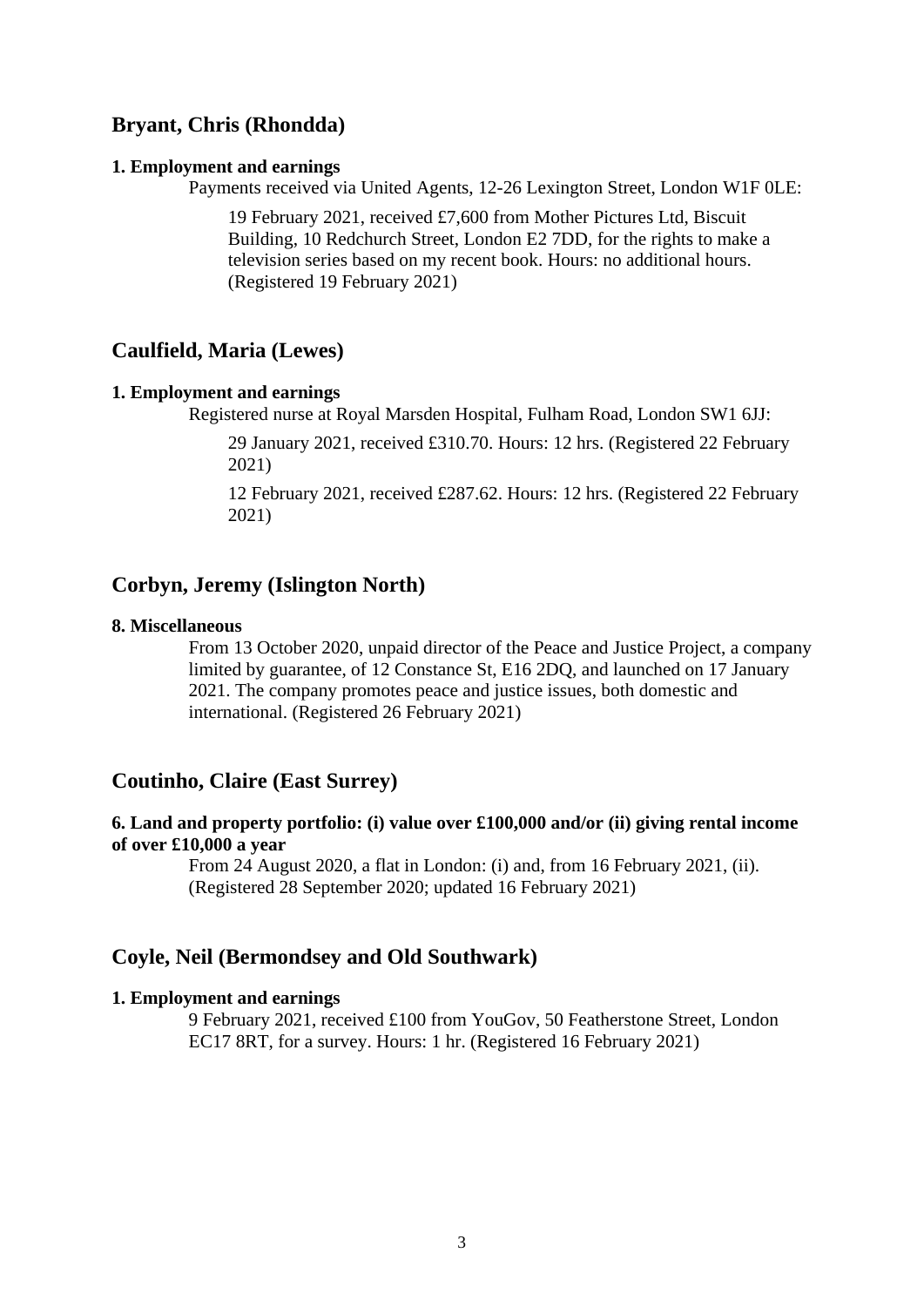## Bryant, Chris (Rhondda)

**1. Employment and earnings**

Payments received via United Agents, 12-26 Lexington Street, London W1F 0LE:

19 February 2021, received £7,600 from Mother Pictures Ltd, Biscuit Building, 10 Redchurch Street, London E2 7DD, for the rights to make a television series based on my recent book. Hours: no additional hours. (Registered 19 February 2021)

## Caulfield, Maria (Lewes)

**1. Employment and earnings**

Registered nurse at Royal Marsden Hospital, Fulham Road, London SW1 6JJ:

29 January 2021, received £310.70. Hours: 12 hrs. (Registered 22 February 2021)

12 February 2021, received £287.62. Hours: 12 hrs. (Registered 22 February 2021)

## Corbyn, Jeremy (Islington North)

**8. Miscellaneous**

From 13 October 2020, unpaid director of the Peace and Justice Project, a company limited by guarantee, of 12 Constance St, E16 2DQ, and launched on 17 January 2021. The company promotes peace and justice issues, both domestic and international. (Registered 26 February 2021)

## Coutinho, Claire (East Surrey)

**6. Land and property portfolio: (i) value over £100,000 and/or (ii) giving rental income of over £10,000 a year**

From 24 August 2020, a flat in London: (i) and, from 16 February 2021, (ii). (Registered 28 September 2020; updated 16 February 2021)

## Coyle, Neil (Bermondsey and Old Southwark)

**1. Employment and earnings**

9 February 2021, received £100 from YouGov, 50 Featherstone Street, London EC17 8RT, for a survey. Hours: 1 hr. (Registered 16 February 2021)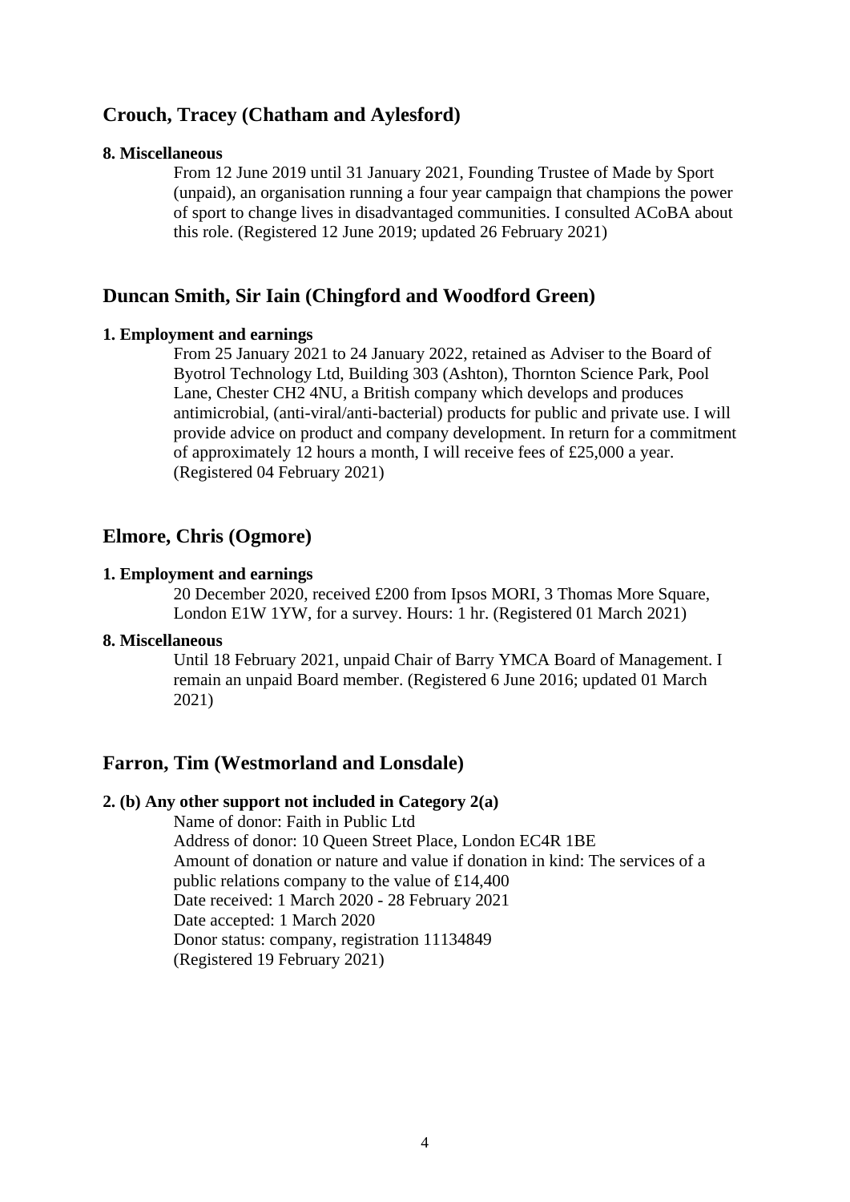## Crouch, Tracey (Chatham and Aylesford)

**8. Miscellaneous**

From 12 June 2019 until 31 January 2021, Founding Trustee of Made by Sport (unpaid), an organisation running a four year campaign that champions the power of sport to change lives in disadvantaged communities. I consulted ACoBA about this role. (Registered 12 June 2019; updated 26 February 2021)

## Duncan Smith, Sir Iain (Chingford and Woodford Green)

**1. Employment and earnings**

From 25 January 2021 to 24 January 2022, retained as Adviser to the Board of Byotrol Technology Ltd, Building 303 (Ashton), Thornton Science Park, Pool Lane, Chester CH2 4NU, a British company which develops and produces antimicrobial, (anti-viral/anti-bacterial) products for public and private use. I will provide advice on product and company development. In return for a commitment of approximately 12 hours a month, I will receive fees of £25,000 a year. (Registered 04 February 2021)

## Elmore, Chris (Ogmore)

**1. Employment and earnings**

20 December 2020, received £200 from Ipsos MORI, 3 Thomas More Square, London E1W 1YW, for a survey. Hours: 1 hr. (Registered 01 March 2021)

**8. Miscellaneous**

Until 18 February 2021, unpaid Chair of Barry YMCA Board of Management. I remain an unpaid Board member. (Registered 6 June 2016; updated 01 March 2021)

## Farron, Tim (Westmorland and Lonsdale)

**2. (b) Any other support not included in Category 2(a)**

Name of donor: Faith in Public Ltd
Address of donor: 10 Queen Street Place, London EC4R 1BE
Amount of donation or nature and value if donation in kind: The services of a public relations company to the value of £14,400
Date received: 1 March 2020 - 28 February 2021
Date accepted: 1 March 2020
Donor status: company, registration 11134849
(Registered 19 February 2021)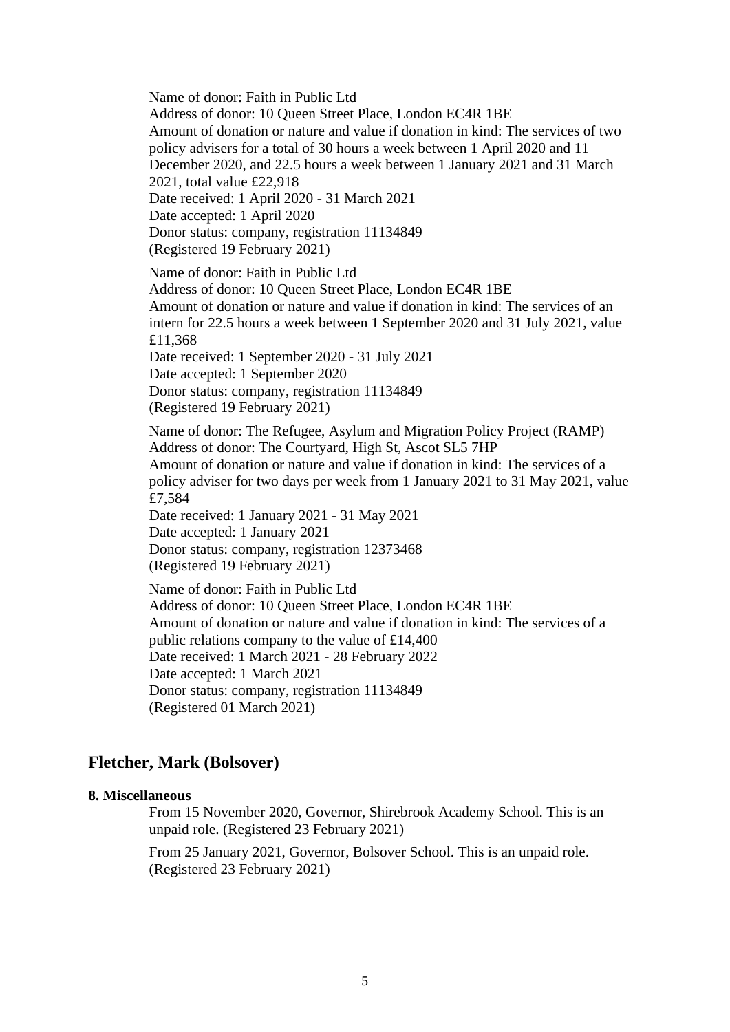Name of donor: Faith in Public Ltd
Address of donor: 10 Queen Street Place, London EC4R 1BE
Amount of donation or nature and value if donation in kind: The services of two policy advisers for a total of 30 hours a week between 1 April 2020 and 11 December 2020, and 22.5 hours a week between 1 January 2021 and 31 March 2021, total value £22,918
Date received: 1 April 2020 - 31 March 2021
Date accepted: 1 April 2020
Donor status: company, registration 11134849
(Registered 19 February 2021)

Name of donor: Faith in Public Ltd
Address of donor: 10 Queen Street Place, London EC4R 1BE
Amount of donation or nature and value if donation in kind: The services of an intern for 22.5 hours a week between 1 September 2020 and 31 July 2021, value £11,368
Date received: 1 September 2020 - 31 July 2021
Date accepted: 1 September 2020
Donor status: company, registration 11134849
(Registered 19 February 2021)

Name of donor: The Refugee, Asylum and Migration Policy Project (RAMP)
Address of donor: The Courtyard, High St, Ascot SL5 7HP
Amount of donation or nature and value if donation in kind: The services of a policy adviser for two days per week from 1 January 2021 to 31 May 2021, value £7,584
Date received: 1 January 2021 - 31 May 2021
Date accepted: 1 January 2021
Donor status: company, registration 12373468
(Registered 19 February 2021)

Name of donor: Faith in Public Ltd
Address of donor: 10 Queen Street Place, London EC4R 1BE
Amount of donation or nature and value if donation in kind: The services of a public relations company to the value of £14,400
Date received: 1 March 2021 - 28 February 2022
Date accepted: 1 March 2021
Donor status: company, registration 11134849
(Registered 01 March 2021)

## Fletcher, Mark (Bolsover)

**8. Miscellaneous**

From 15 November 2020, Governor, Shirebrook Academy School. This is an unpaid role. (Registered 23 February 2021)

From 25 January 2021, Governor, Bolsover School. This is an unpaid role. (Registered 23 February 2021)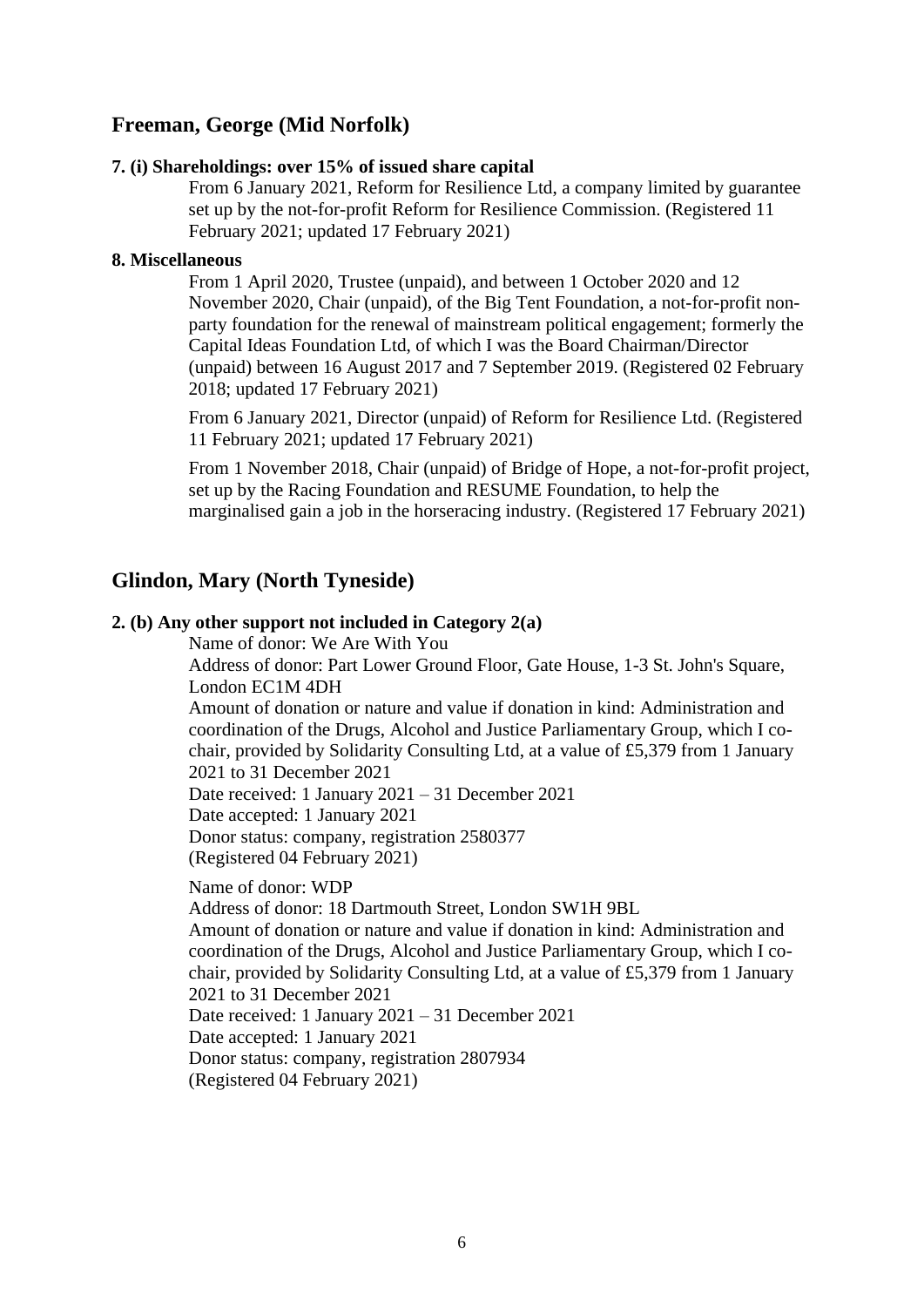## Freeman, George (Mid Norfolk)

**7. (i) Shareholdings: over 15% of issued share capital**

From 6 January 2021, Reform for Resilience Ltd, a company limited by guarantee set up by the not-for-profit Reform for Resilience Commission. (Registered 11 February 2021; updated 17 February 2021)

**8. Miscellaneous**

From 1 April 2020, Trustee (unpaid), and between 1 October 2020 and 12 November 2020, Chair (unpaid), of the Big Tent Foundation, a not-for-profit non-party foundation for the renewal of mainstream political engagement; formerly the Capital Ideas Foundation Ltd, of which I was the Board Chairman/Director (unpaid) between 16 August 2017 and 7 September 2019. (Registered 02 February 2018; updated 17 February 2021)

From 6 January 2021, Director (unpaid) of Reform for Resilience Ltd. (Registered 11 February 2021; updated 17 February 2021)

From 1 November 2018, Chair (unpaid) of Bridge of Hope, a not-for-profit project, set up by the Racing Foundation and RESUME Foundation, to help the marginalised gain a job in the horseracing industry. (Registered 17 February 2021)

## Glindon, Mary (North Tyneside)

**2. (b) Any other support not included in Category 2(a)**

Name of donor: We Are With You
Address of donor: Part Lower Ground Floor, Gate House, 1-3 St. John's Square, London EC1M 4DH
Amount of donation or nature and value if donation in kind: Administration and coordination of the Drugs, Alcohol and Justice Parliamentary Group, which I co-chair, provided by Solidarity Consulting Ltd, at a value of £5,379 from 1 January 2021 to 31 December 2021
Date received: 1 January 2021 – 31 December 2021
Date accepted: 1 January 2021
Donor status: company, registration 2580377
(Registered 04 February 2021)

Name of donor: WDP
Address of donor: 18 Dartmouth Street, London SW1H 9BL
Amount of donation or nature and value if donation in kind: Administration and coordination of the Drugs, Alcohol and Justice Parliamentary Group, which I co-chair, provided by Solidarity Consulting Ltd, at a value of £5,379 from 1 January 2021 to 31 December 2021
Date received: 1 January 2021 – 31 December 2021
Date accepted: 1 January 2021
Donor status: company, registration 2807934
(Registered 04 February 2021)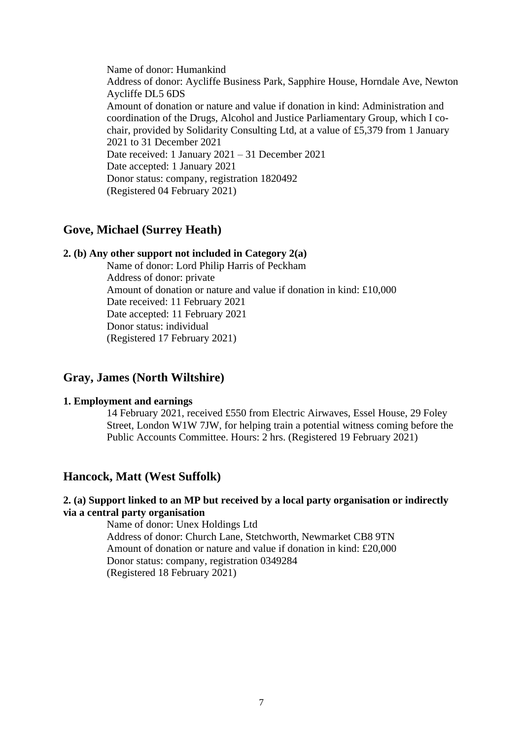Name of donor: Humankind
Address of donor: Aycliffe Business Park, Sapphire House, Horndale Ave, Newton Aycliffe DL5 6DS
Amount of donation or nature and value if donation in kind: Administration and coordination of the Drugs, Alcohol and Justice Parliamentary Group, which I co-chair, provided by Solidarity Consulting Ltd, at a value of £5,379 from 1 January 2021 to 31 December 2021
Date received: 1 January 2021 – 31 December 2021
Date accepted: 1 January 2021
Donor status: company, registration 1820492
(Registered 04 February 2021)

## Gove, Michael (Surrey Heath)

**2. (b) Any other support not included in Category 2(a)**

Name of donor: Lord Philip Harris of Peckham
Address of donor: private
Amount of donation or nature and value if donation in kind: £10,000
Date received: 11 February 2021
Date accepted: 11 February 2021
Donor status: individual
(Registered 17 February 2021)

## Gray, James (North Wiltshire)

**1. Employment and earnings**

14 February 2021, received £550 from Electric Airwaves, Essel House, 29 Foley Street, London W1W 7JW, for helping train a potential witness coming before the Public Accounts Committee. Hours: 2 hrs. (Registered 19 February 2021)

## Hancock, Matt (West Suffolk)

**2. (a) Support linked to an MP but received by a local party organisation or indirectly via a central party organisation**

Name of donor: Unex Holdings Ltd
Address of donor: Church Lane, Stetchworth, Newmarket CB8 9TN
Amount of donation or nature and value if donation in kind: £20,000
Donor status: company, registration 0349284
(Registered 18 February 2021)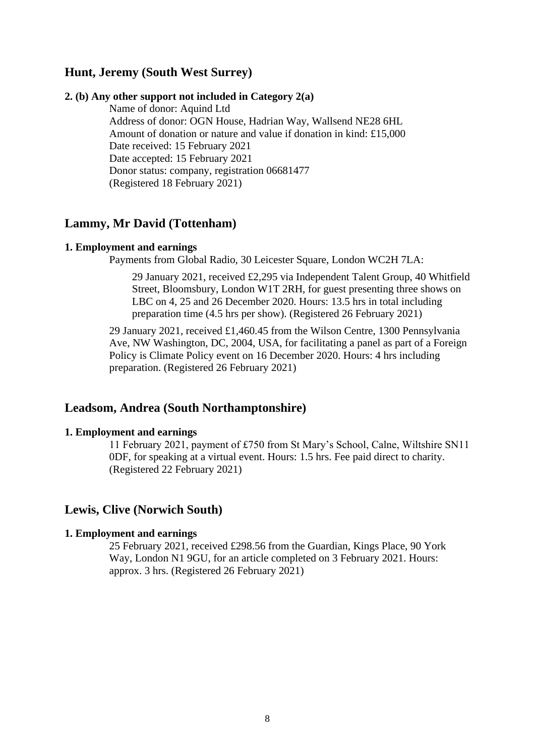## Hunt, Jeremy (South West Surrey)

**2. (b) Any other support not included in Category 2(a)**

Name of donor: Aquind Ltd
Address of donor: OGN House, Hadrian Way, Wallsend NE28 6HL
Amount of donation or nature and value if donation in kind: £15,000
Date received: 15 February 2021
Date accepted: 15 February 2021
Donor status: company, registration 06681477
(Registered 18 February 2021)

## Lammy, Mr David (Tottenham)

**1. Employment and earnings**

Payments from Global Radio, 30 Leicester Square, London WC2H 7LA:

> 29 January 2021, received £2,295 via Independent Talent Group, 40 Whitfield Street, Bloomsbury, London W1T 2RH, for guest presenting three shows on LBC on 4, 25 and 26 December 2020. Hours: 13.5 hrs in total including preparation time (4.5 hrs per show). (Registered 26 February 2021)

29 January 2021, received £1,460.45 from the Wilson Centre, 1300 Pennsylvania Ave, NW Washington, DC, 2004, USA, for facilitating a panel as part of a Foreign Policy is Climate Policy event on 16 December 2020. Hours: 4 hrs including preparation. (Registered 26 February 2021)

## Leadsom, Andrea (South Northamptonshire)

**1. Employment and earnings**

11 February 2021, payment of £750 from St Mary's School, Calne, Wiltshire SN11 0DF, for speaking at a virtual event. Hours: 1.5 hrs. Fee paid direct to charity. (Registered 22 February 2021)

## Lewis, Clive (Norwich South)

**1. Employment and earnings**

25 February 2021, received £298.56 from the Guardian, Kings Place, 90 York Way, London N1 9GU, for an article completed on 3 February 2021. Hours: approx. 3 hrs. (Registered 26 February 2021)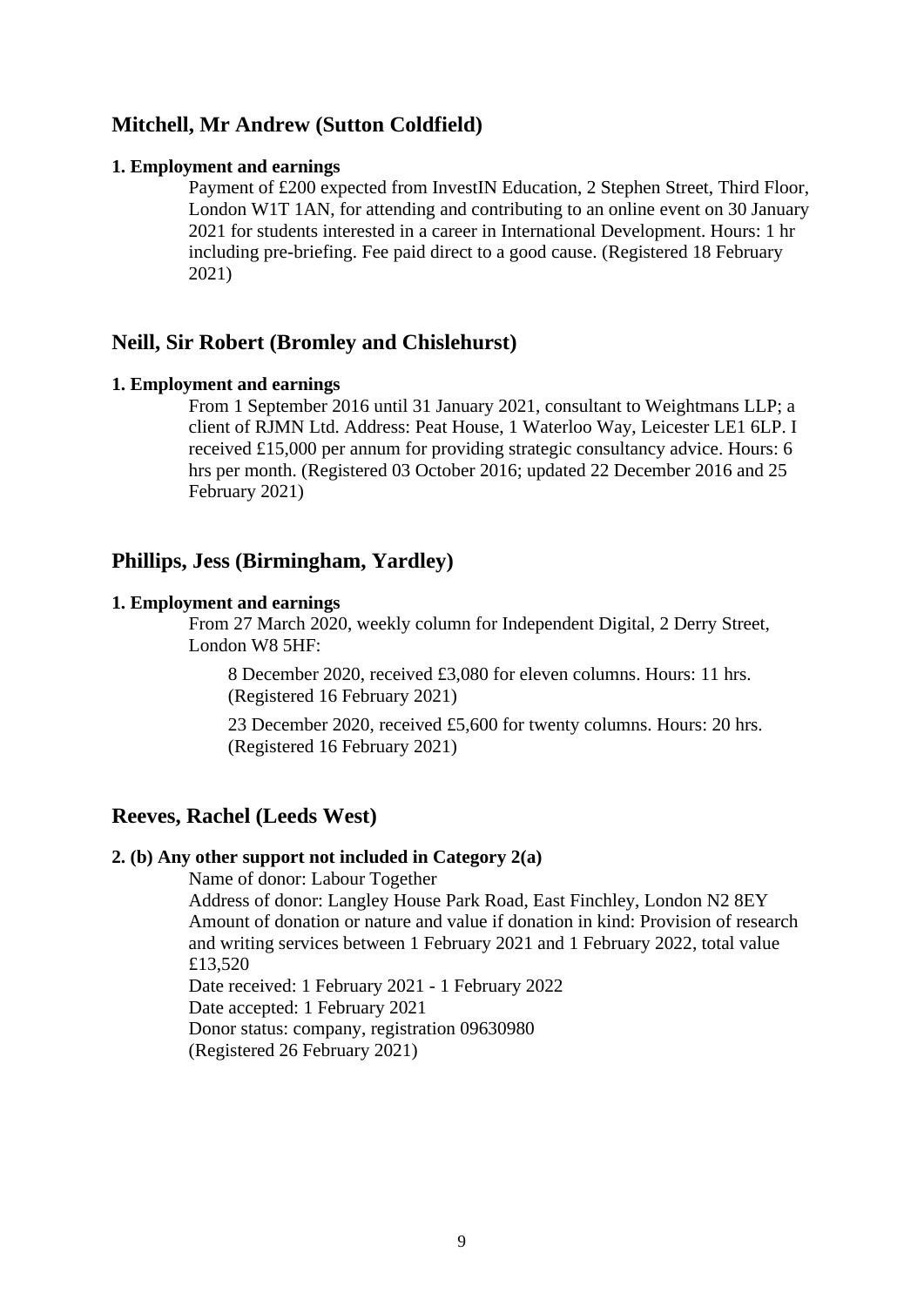## Mitchell, Mr Andrew (Sutton Coldfield)

**1. Employment and earnings**

Payment of £200 expected from InvestIN Education, 2 Stephen Street, Third Floor, London W1T 1AN, for attending and contributing to an online event on 30 January 2021 for students interested in a career in International Development. Hours: 1 hr including pre-briefing. Fee paid direct to a good cause. (Registered 18 February 2021)

## Neill, Sir Robert (Bromley and Chislehurst)

**1. Employment and earnings**

From 1 September 2016 until 31 January 2021, consultant to Weightmans LLP; a client of RJMN Ltd. Address: Peat House, 1 Waterloo Way, Leicester LE1 6LP. I received £15,000 per annum for providing strategic consultancy advice. Hours: 6 hrs per month. (Registered 03 October 2016; updated 22 December 2016 and 25 February 2021)

## Phillips, Jess (Birmingham, Yardley)

**1. Employment and earnings**

From 27 March 2020, weekly column for Independent Digital, 2 Derry Street, London W8 5HF:

8 December 2020, received £3,080 for eleven columns. Hours: 11 hrs. (Registered 16 February 2021)

23 December 2020, received £5,600 for twenty columns. Hours: 20 hrs. (Registered 16 February 2021)

## Reeves, Rachel (Leeds West)

**2. (b) Any other support not included in Category 2(a)**

Name of donor: Labour Together
Address of donor: Langley House Park Road, East Finchley, London N2 8EY
Amount of donation or nature and value if donation in kind: Provision of research and writing services between 1 February 2021 and 1 February 2022, total value £13,520
Date received: 1 February 2021 - 1 February 2022
Date accepted: 1 February 2021
Donor status: company, registration 09630980
(Registered 26 February 2021)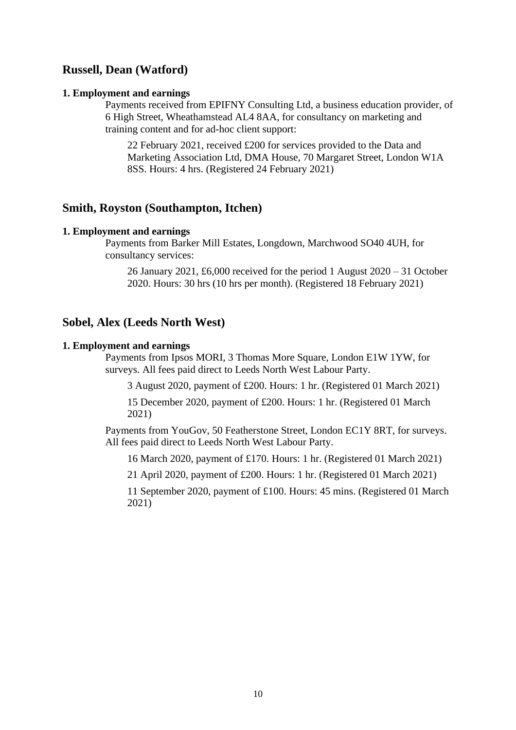## Russell, Dean (Watford)

**1. Employment and earnings**

Payments received from EPIFNY Consulting Ltd, a business education provider, of 6 High Street, Wheathamstead AL4 8AA, for consultancy on marketing and training content and for ad-hoc client support:

> 22 February 2021, received £200 for services provided to the Data and Marketing Association Ltd, DMA House, 70 Margaret Street, London W1A 8SS. Hours: 4 hrs. (Registered 24 February 2021)

## Smith, Royston (Southampton, Itchen)

**1. Employment and earnings**

Payments from Barker Mill Estates, Longdown, Marchwood SO40 4UH, for consultancy services:

> 26 January 2021, £6,000 received for the period 1 August 2020 – 31 October 2020. Hours: 30 hrs (10 hrs per month). (Registered 18 February 2021)

## Sobel, Alex (Leeds North West)

**1. Employment and earnings**

Payments from Ipsos MORI, 3 Thomas More Square, London E1W 1YW, for surveys. All fees paid direct to Leeds North West Labour Party.

> 3 August 2020, payment of £200. Hours: 1 hr. (Registered 01 March 2021)
>
> 15 December 2020, payment of £200. Hours: 1 hr. (Registered 01 March 2021)

Payments from YouGov, 50 Featherstone Street, London EC1Y 8RT, for surveys. All fees paid direct to Leeds North West Labour Party.

> 16 March 2020, payment of £170. Hours: 1 hr. (Registered 01 March 2021)
>
> 21 April 2020, payment of £200. Hours: 1 hr. (Registered 01 March 2021)
>
> 11 September 2020, payment of £100. Hours: 45 mins. (Registered 01 March 2021)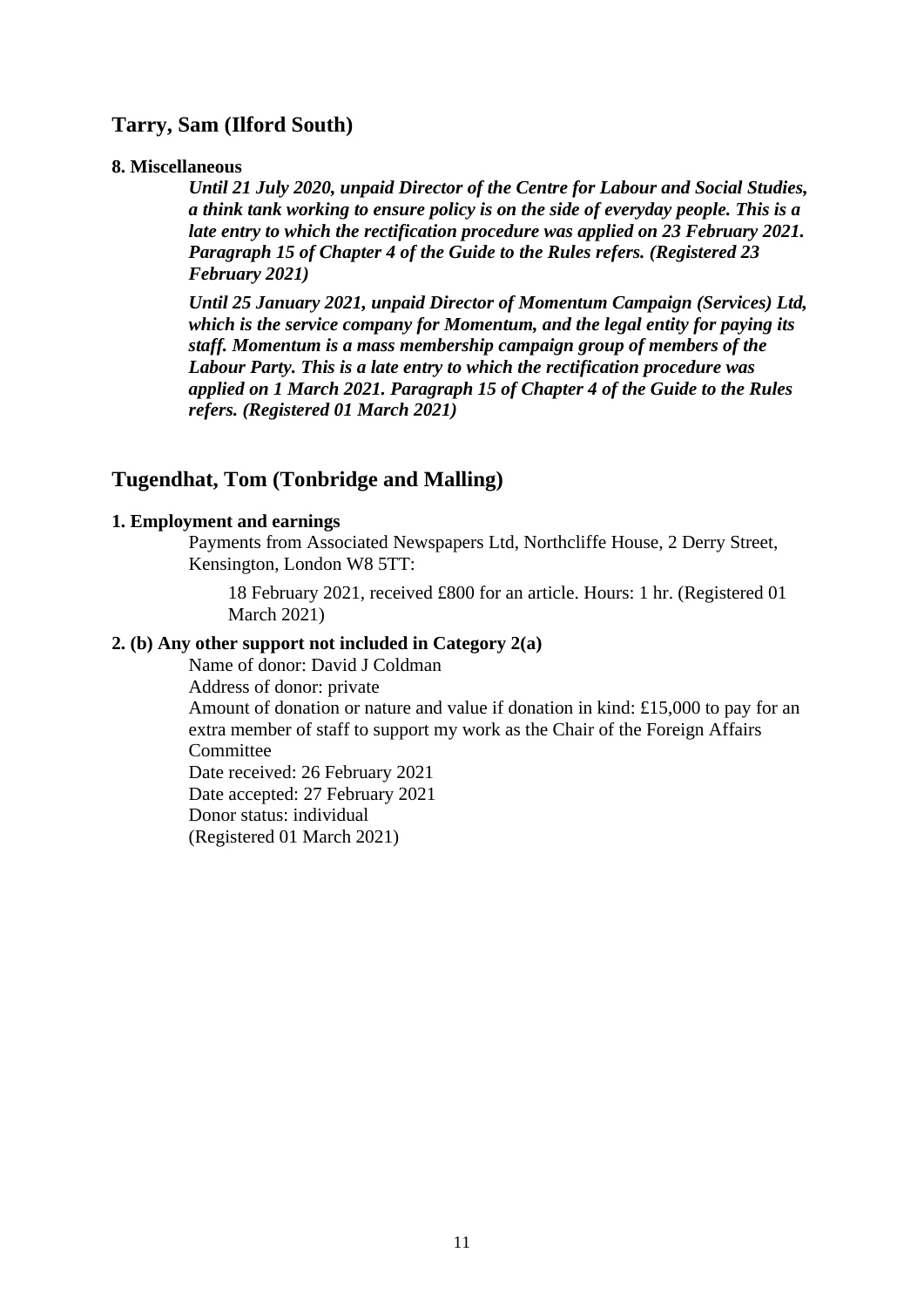## Tarry, Sam (Ilford South)

**8. Miscellaneous**

***Until 21 July 2020, unpaid Director of the Centre for Labour and Social Studies, a think tank working to ensure policy is on the side of everyday people. This is a late entry to which the rectification procedure was applied on 23 February 2021. Paragraph 15 of Chapter 4 of the Guide to the Rules refers. (Registered 23 February 2021)***

***Until 25 January 2021, unpaid Director of Momentum Campaign (Services) Ltd, which is the service company for Momentum, and the legal entity for paying its staff. Momentum is a mass membership campaign group of members of the Labour Party. This is a late entry to which the rectification procedure was applied on 1 March 2021. Paragraph 15 of Chapter 4 of the Guide to the Rules refers. (Registered 01 March 2021)***

## Tugendhat, Tom (Tonbridge and Malling)

**1. Employment and earnings**

Payments from Associated Newspapers Ltd, Northcliffe House, 2 Derry Street, Kensington, London W8 5TT:

18 February 2021, received £800 for an article. Hours: 1 hr. (Registered 01 March 2021)

**2. (b) Any other support not included in Category 2(a)**

Name of donor: David J Coldman
Address of donor: private
Amount of donation or nature and value if donation in kind: £15,000 to pay for an extra member of staff to support my work as the Chair of the Foreign Affairs Committee
Date received: 26 February 2021
Date accepted: 27 February 2021
Donor status: individual
(Registered 01 March 2021)